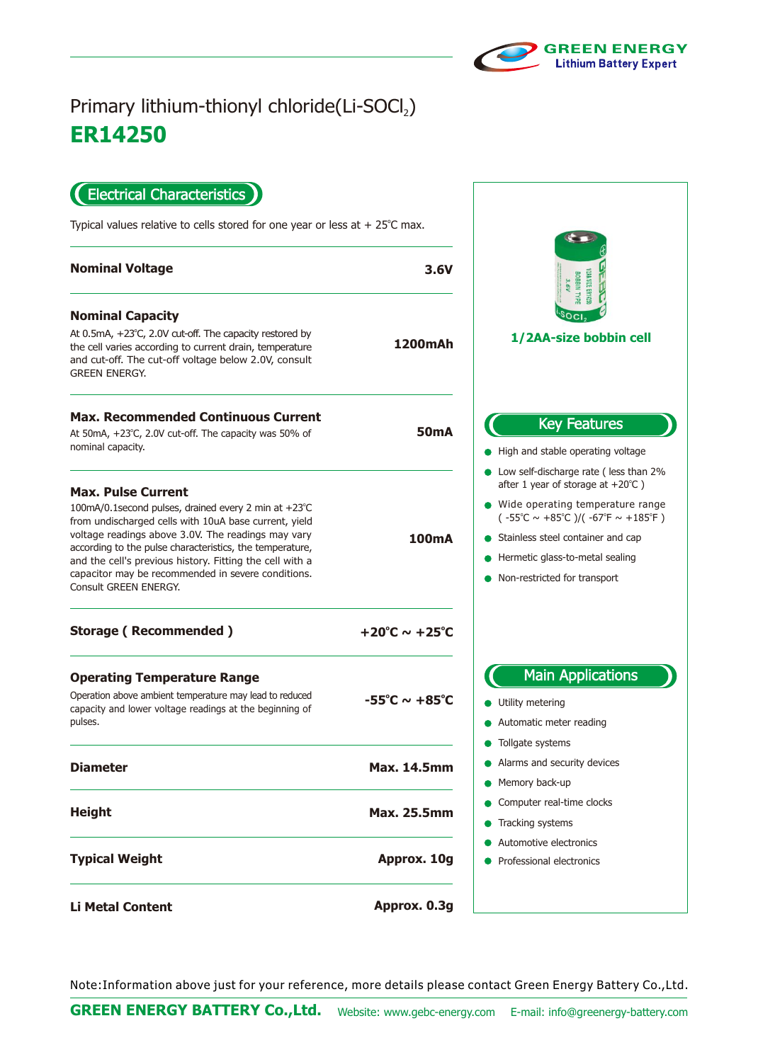GREEN ENERGY
Lithium Battery Expert

# Primary lithium-thionyl chloride(Li-$SOCl_2$)

# ER14250

## Electrical Characteristics

Typical values relative to cells stored for one year or less at + 25℃ max.

| Parameter | Value |
|---|---|
| **Nominal Voltage** | **3.6V** |
| **Nominal Capacity**<br>At 0.5mA, +23℃, 2.0V cut-off. The capacity restored by the cell varies according to current drain, temperature and cut-off. The cut-off voltage below 2.0V, consult GREEN ENERGY. | **1200mAh** |
| **Max. Recommended Continuous Current**<br>At 50mA, +23℃, 2.0V cut-off. The capacity was 50% of nominal capacity. | **50mA** |
| **Max. Pulse Current**<br>100mA/0.1second pulses, drained every 2 min at +23℃ from undischarged cells with 10uA base current, yield voltage readings above 3.0V. The readings may vary according to the pulse characteristics, the temperature, and the cell's previous history. Fitting the cell with a capacitor may be recommended in severe conditions. Consult GREEN ENERGY. | **100mA** |
| **Storage ( Recommended )** | **+20℃ ~ +25℃** |
| **Operating Temperature Range**<br>Operation above ambient temperature may lead to reduced capacity and lower voltage readings at the beginning of pulses. | **-55℃ ~ +85℃** |
| **Diameter** | **Max. 14.5mm** |
| **Height** | **Max. 25.5mm** |
| **Typical Weight** | **Approx. 10g** |
| **Li Metal Content** | **Approx. 0.3g** |

**1/2AA-size bobbin cell**

## Key Features

- High and stable operating voltage
- Low self-discharge rate ( less than 2% after 1 year of storage at +20℃ )
- Wide operating temperature range ( -55℃ ~ +85℃ )/( -67℉ ~ +185℉ )
- Stainless steel container and cap
- Hermetic glass-to-metal sealing
- Non-restricted for transport

## Main Applications

- Utility metering
- Automatic meter reading
- Tollgate systems
- Alarms and security devices
- Memory back-up
- Computer real-time clocks
- Tracking systems
- Automotive electronics
- Professional electronics

Note:Information above just for your reference, more details please contact Green Energy Battery Co.,Ltd.

**GREEN ENERGY BATTERY Co.,Ltd.** Website: www.gebc-energy.com E-mail: info@greenergy-battery.com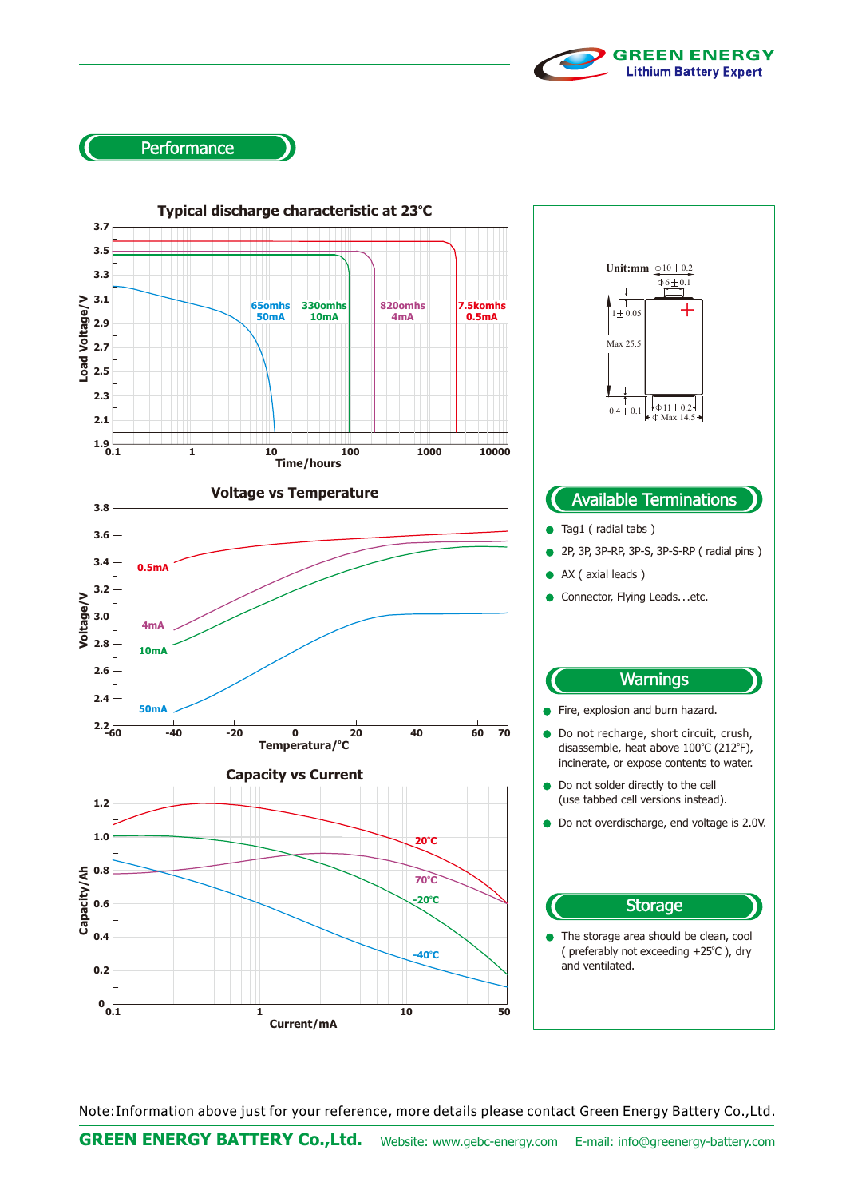## Performance

**Typical discharge characteristic at 23℃**

Load Voltage/V

3.7
3.5
3.3
3.1
2.9
2.7
2.5
2.3
2.1
1.9

0.1 1 10 100 1000 10000

Time/hours

65omhs 50mA
330omhs 10mA
820omhs 4mA
7.5komhs 0.5mA

**Voltage vs Temperature**

Voltage/V

3.8
3.6
3.4
3.2
3.0
2.8
2.6
2.4
2.2

-60 -40 -20 0 20 40 60 70

Temperature/℃

0.5mA
4mA
10mA
50mA

**Capacity vs Current**

Capacity/Ah

1.2
1.0
0.8
0.6
0.4
0.2
0

0.1 1 10 50

Current/mA

20℃
70℃
-20℃
-40℃

Unit:mm
Φ10±0.2
Φ6±0.1
1±0.05
Max 25.5
0.4±0.1
Φ11±0.2
Φ Max 14.5

## Available Terminations

- Tag1 ( radial tabs )
- 2P, 3P, 3P-RP, 3P-S, 3P-S-RP ( radial pins )
- AX ( axial leads )
- Connector, Flying Leads...etc.

## Warnings

- Fire, explosion and burn hazard.
- Do not recharge, short circuit, crush, disassemble, heat above 100℃ (212℉), incinerate, or expose contents to water.
- Do not solder directly to the cell (use tabbed cell versions instead).
- Do not overdischarge, end voltage is 2.0V.

## Storage

- The storage area should be clean, cool ( preferably not exceeding +25℃ ), dry and ventilated.

Note:Information above just for your reference, more details please contact Green Energy Battery Co.,Ltd.